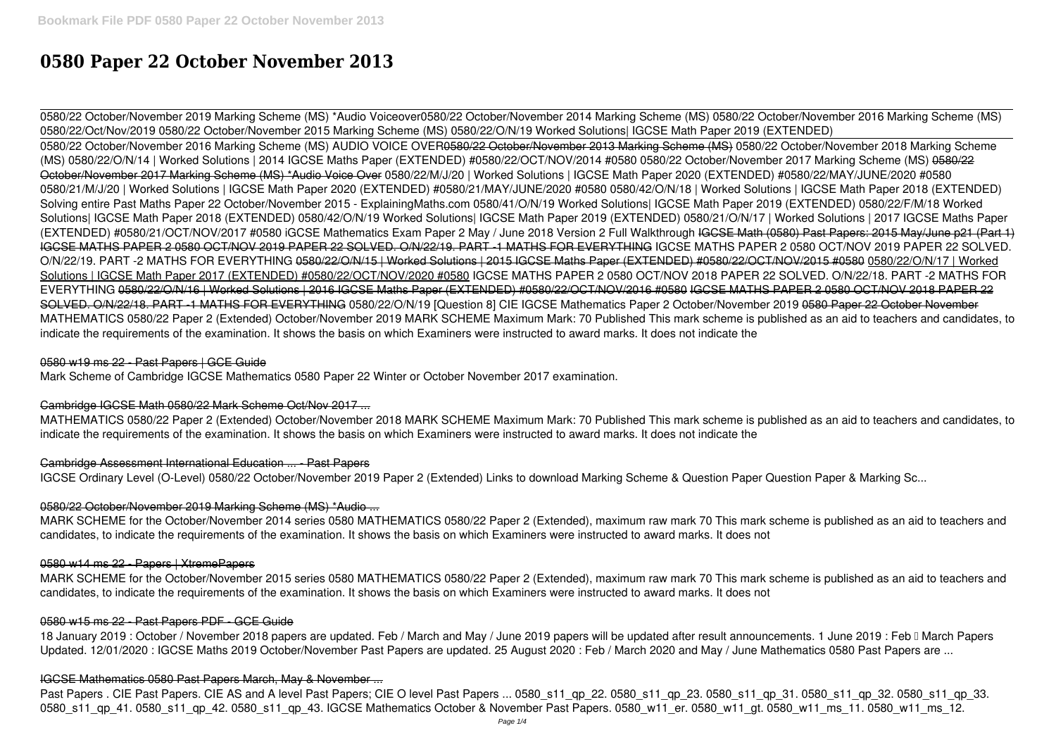# 0580 Paper 22 October November 2013

0580/22 October/November 2019 Marking Scheme (MS) *Audio Voiceover0580/22 October/November 2014 Marking Scheme (MS) 0580/22 October/November 2016 Marking Scheme (MS) 0580/22/Oct/Nov/2019 0580/22 October/November 2015 Marking Scheme (MS) 0580/22/O/N/19 Worked Solutions| IGCSE Math Paper 2019 (EXTENDED)

0580/22 October/November 2016 Marking Scheme (MS) AUDIO VOICE OVER0580/22 October/November 2013 Marking Scheme (MS) 0580/22 October/November 2018 Marking Scheme (MS) 0580/22/O/N/14 | Worked Solutions | 2014 IGCSE Maths Paper (EXTENDED) #0580/22/OCT/NOV/2014 #0580 0580/22 October/November 2017 Marking Scheme (MS) 0580/22 October/November 2017 Marking Scheme (MS) *Audio Voice Over 0580/22/M/J/20 | Worked Solutions | IGCSE Math Paper 2020 (EXTENDED) #0580/22/MAY/JUNE/2020 #0580 0580/21/M/J/20 | Worked Solutions | IGCSE Math Paper 2020 (EXTENDED) #0580/21/MAY/JUNE/2020 #0580 0580/42/O/N/18 | Worked Solutions | IGCSE Math Paper 2018 (EXTENDED) Solving entire Past Maths Paper 22 October/November 2015 - ExplainingMaths.com 0580/41/O/N/19 Worked Solutions| IGCSE Math Paper 2019 (EXTENDED) 0580/22/F/M/18 Worked Solutions| IGCSE Math Paper 2018 (EXTENDED) 0580/42/O/N/19 Worked Solutions| IGCSE Math Paper 2019 (EXTENDED) 0580/21/O/N/17 | Worked Solutions | 2017 IGCSE Maths Paper (EXTENDED) #0580/21/OCT/NOV/2017 #0580 iGCSE Mathematics Exam Paper 2 May / June 2018 Version 2 Full Walkthrough IGCSE Math (0580) Past Papers: 2015 May/June p21 (Part 1) IGCSE MATHS PAPER 2 0580 OCT/NOV 2019 PAPER 22 SOLVED. O/N/22/19. PART -1 MATHS FOR EVERYTHING IGCSE MATHS PAPER 2 0580 OCT/NOV 2019 PAPER 22 SOLVED. O/N/22/19. PART -2 MATHS FOR EVERYTHING 0580/22/O/N/15 | Worked Solutions | 2015 IGCSE Maths Paper (EXTENDED) #0580/22/OCT/NOV/2015 #0580 0580/22/O/N/17 | Worked Solutions | IGCSE Math Paper 2017 (EXTENDED) #0580/22/OCT/NOV/2020 #0580 IGCSE MATHS PAPER 2 0580 OCT/NOV 2018 PAPER 22 SOLVED. O/N/22/18. PART -2 MATHS FOR EVERYTHING 0580/22/O/N/16 | Worked Solutions | 2016 IGCSE Maths Paper (EXTENDED) #0580/22/OCT/NOV/2016 #0580 IGCSE MATHS PAPER 2 0580 OCT/NOV 2018 PAPER 22 SOLVED. O/N/22/18. PART -1 MATHS FOR EVERYTHING 0580/22/O/N/19 [Question 8] CIE IGCSE Mathematics Paper 2 October/November 2019 0580 Paper 22 October November

MATHEMATICS 0580/22 Paper 2 (Extended) October/November 2019 MARK SCHEME Maximum Mark: 70 Published This mark scheme is published as an aid to teachers and candidates, to indicate the requirements of the examination. It shows the basis on which Examiners were instructed to award marks. It does not indicate the

## 0580 w19 ms 22 - Past Papers | GCE Guide

Mark Scheme of Cambridge IGCSE Mathematics 0580 Paper 22 Winter or October November 2017 examination.

## Cambridge IGCSE Math 0580/22 Mark Scheme Oct/Nov 2017 ...

MATHEMATICS 0580/22 Paper 2 (Extended) October/November 2018 MARK SCHEME Maximum Mark: 70 Published This mark scheme is published as an aid to teachers and candidates, to indicate the requirements of the examination. It shows the basis on which Examiners were instructed to award marks. It does not indicate the

## Cambridge Assessment International Education ... - Past Papers

IGCSE Ordinary Level (O-Level) 0580/22 October/November 2019 Paper 2 (Extended) Links to download Marking Scheme & Question Paper Question Paper & Marking Sc...

## 0580/22 October/November 2019 Marking Scheme (MS) *Audio ...

MARK SCHEME for the October/November 2014 series 0580 MATHEMATICS 0580/22 Paper 2 (Extended), maximum raw mark 70 This mark scheme is published as an aid to teachers and candidates, to indicate the requirements of the examination. It shows the basis on which Examiners were instructed to award marks. It does not

## 0580 w14 ms 22 - Papers | XtremePapers

MARK SCHEME for the October/November 2015 series 0580 MATHEMATICS 0580/22 Paper 2 (Extended), maximum raw mark 70 This mark scheme is published as an aid to teachers and candidates, to indicate the requirements of the examination. It shows the basis on which Examiners were instructed to award marks. It does not

## 0580 w15 ms 22 - Past Papers PDF - GCE Guide

18 January 2019 : October / November 2018 papers are updated. Feb / March and May / June 2019 papers will be updated after result announcements. 1 June 2019 : Feb – March Papers Updated. 12/01/2020 : IGCSE Maths 2019 October/November Past Papers are updated. 25 August 2020 : Feb / March 2020 and May / June Mathematics 0580 Past Papers are ...

## IGCSE Mathematics 0580 Past Papers March, May & November ...

Past Papers . CIE Past Papers. CIE AS and A level Past Papers; CIE O level Past Papers ... 0580_s11_qp_22. 0580_s11_qp_23. 0580_s11_qp_31. 0580_s11_qp_32. 0580_s11_qp_33. 0580_s11_qp_41. 0580_s11_qp_42. 0580_s11_qp_43. IGCSE Mathematics October & November Past Papers. 0580_w11_er. 0580_w11_gt. 0580_w11_ms_11. 0580_w11_ms_12.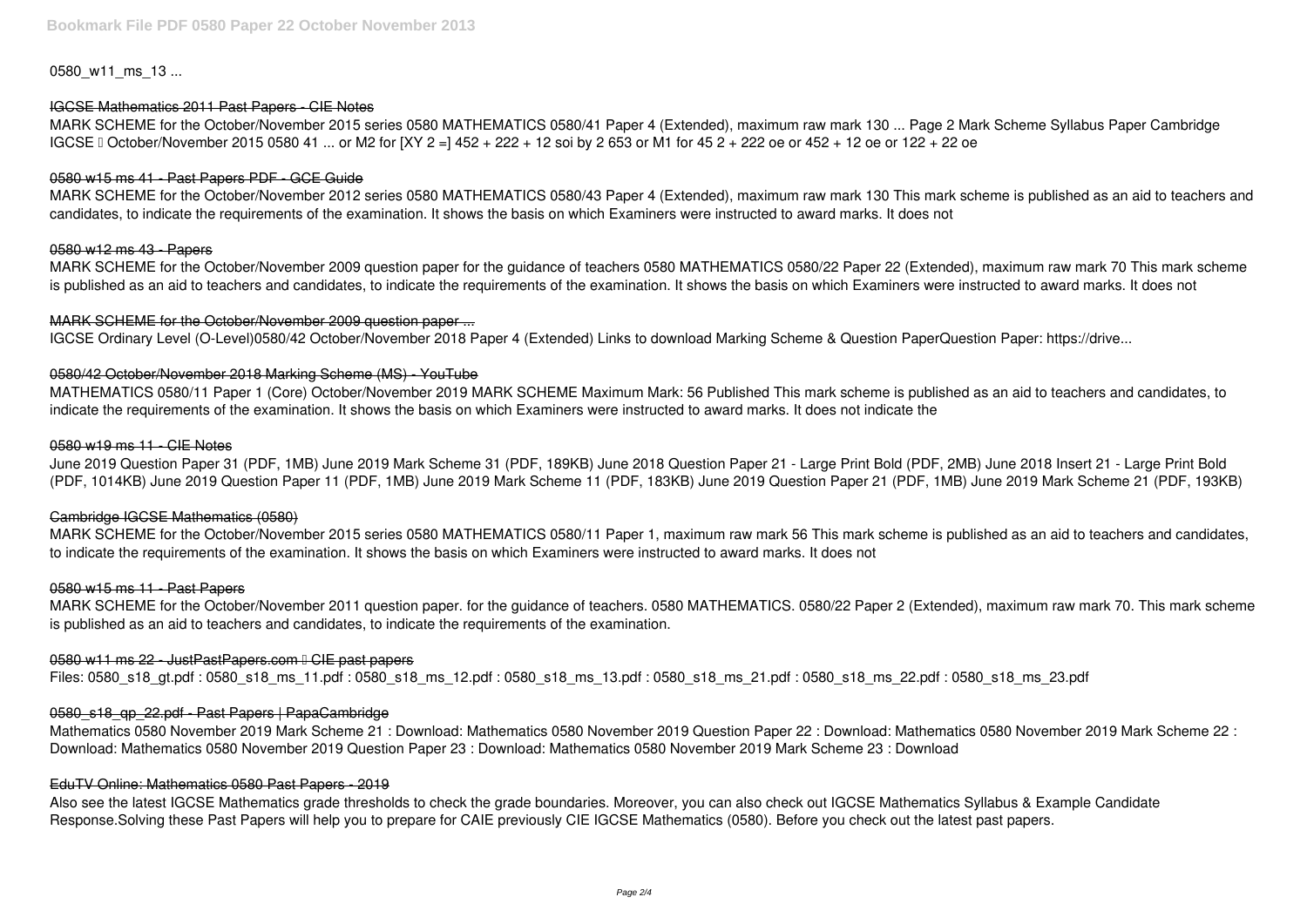0580_w11_ms_13 ...

### IGCSE Mathematics 2011 Past Papers - CIE Notes

MARK SCHEME for the October/November 2015 series 0580 MATHEMATICS 0580/41 Paper 4 (Extended), maximum raw mark 130 ... Page 2 Mark Scheme Syllabus Paper Cambridge IGCSE – October/November 2015 0580 41 ... or M2 for [XY 2 =] 452 + 222 + 12 soi by 2 653 or M1 for 45 2 + 222 oe or 452 + 12 oe or 122 + 22 oe

### 0580 w15 ms 41 - Past Papers PDF - GCE Guide

MARK SCHEME for the October/November 2012 series 0580 MATHEMATICS 0580/43 Paper 4 (Extended), maximum raw mark 130 This mark scheme is published as an aid to teachers and candidates, to indicate the requirements of the examination. It shows the basis on which Examiners were instructed to award marks. It does not

### 0580 w12 ms 43 - Papers

MARK SCHEME for the October/November 2009 question paper for the guidance of teachers 0580 MATHEMATICS 0580/22 Paper 22 (Extended), maximum raw mark 70 This mark scheme is published as an aid to teachers and candidates, to indicate the requirements of the examination. It shows the basis on which Examiners were instructed to award marks. It does not

### MARK SCHEME for the October/November 2009 question paper ...

IGCSE Ordinary Level (O-Level)0580/42 October/November 2018 Paper 4 (Extended) Links to download Marking Scheme & Question PaperQuestion Paper: https://drive...

### 0580/42 October/November 2018 Marking Scheme (MS) - YouTube

MATHEMATICS 0580/11 Paper 1 (Core) October/November 2019 MARK SCHEME Maximum Mark: 56 Published This mark scheme is published as an aid to teachers and candidates, to indicate the requirements of the examination. It shows the basis on which Examiners were instructed to award marks. It does not indicate the

### 0580 w19 ms 11 - CIE Notes

June 2019 Question Paper 31 (PDF, 1MB) June 2019 Mark Scheme 31 (PDF, 189KB) June 2018 Question Paper 21 - Large Print Bold (PDF, 2MB) June 2018 Insert 21 - Large Print Bold (PDF, 1014KB) June 2019 Question Paper 11 (PDF, 1MB) June 2019 Mark Scheme 11 (PDF, 183KB) June 2019 Question Paper 21 (PDF, 1MB) June 2019 Mark Scheme 21 (PDF, 193KB)

### Cambridge IGCSE Mathematics (0580)

MARK SCHEME for the October/November 2015 series 0580 MATHEMATICS 0580/11 Paper 1, maximum raw mark 56 This mark scheme is published as an aid to teachers and candidates, to indicate the requirements of the examination. It shows the basis on which Examiners were instructed to award marks. It does not

### 0580 w15 ms 11 - Past Papers

MARK SCHEME for the October/November 2011 question paper. for the guidance of teachers. 0580 MATHEMATICS. 0580/22 Paper 2 (Extended), maximum raw mark 70. This mark scheme is published as an aid to teachers and candidates, to indicate the requirements of the examination.

### 0580 w11 ms 22 - JustPastPapers.com – CIE past papers

Files: 0580_s18_gt.pdf : 0580_s18_ms_11.pdf : 0580_s18_ms_12.pdf : 0580_s18_ms_13.pdf : 0580_s18_ms_21.pdf : 0580_s18_ms_22.pdf : 0580_s18_ms_23.pdf

### 0580_s18_qp_22.pdf - Past Papers | PapaCambridge

Mathematics 0580 November 2019 Mark Scheme 21 : Download: Mathematics 0580 November 2019 Question Paper 22 : Download: Mathematics 0580 November 2019 Mark Scheme 22 : Download: Mathematics 0580 November 2019 Question Paper 23 : Download: Mathematics 0580 November 2019 Mark Scheme 23 : Download

### EduTV Online: Mathematics 0580 Past Papers - 2019

Also see the latest IGCSE Mathematics grade thresholds to check the grade boundaries. Moreover, you can also check out IGCSE Mathematics Syllabus & Example Candidate Response.Solving these Past Papers will help you to prepare for CAIE previously CIE IGCSE Mathematics (0580). Before you check out the latest past papers.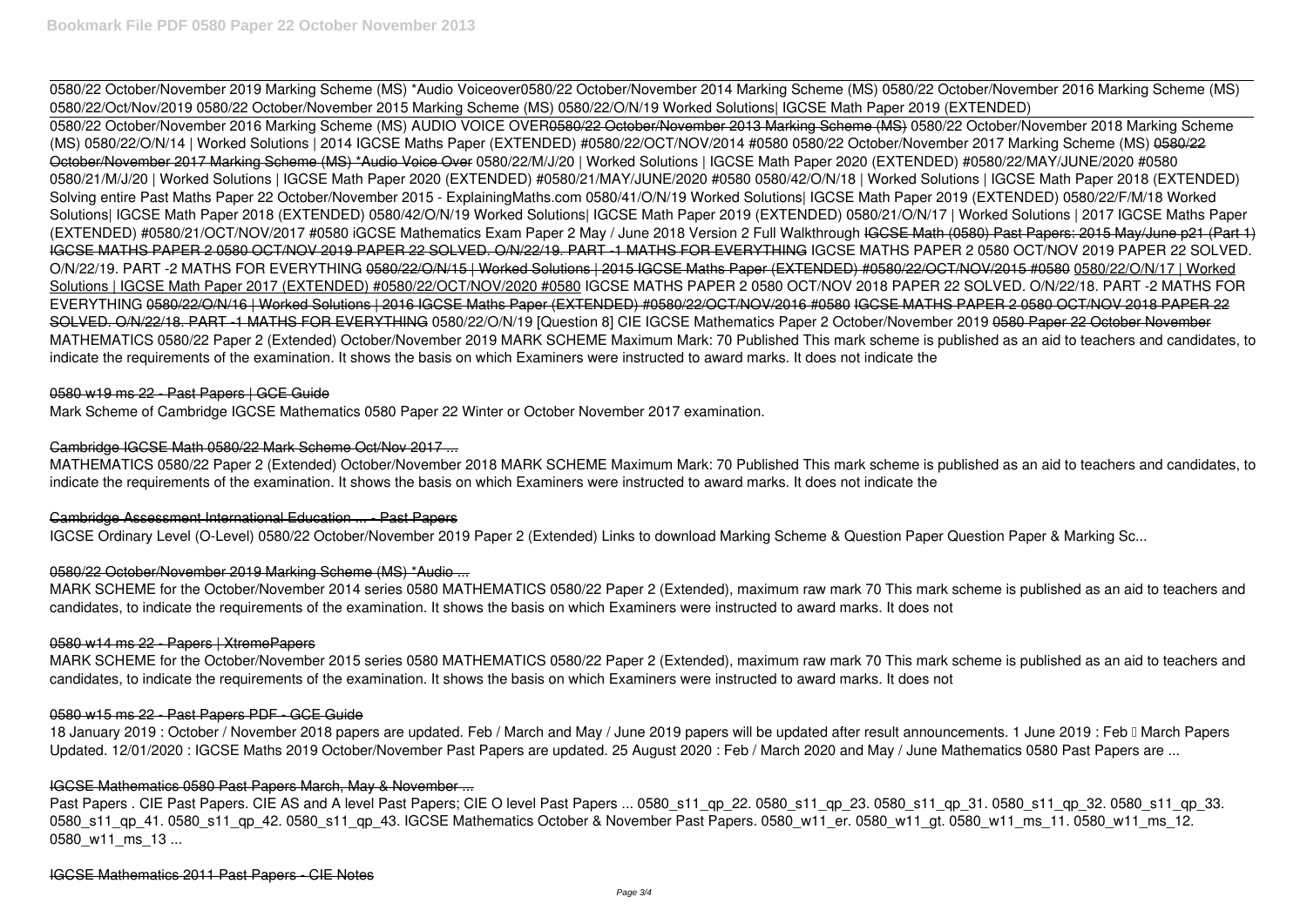0580/22 October/November 2019 Marking Scheme (MS) *Audio Voiceover0580/22 October/November 2014 Marking Scheme (MS) 0580/22 October/November 2016 Marking Scheme (MS) 0580/22/Oct/Nov/2019 0580/22 October/November 2015 Marking Scheme (MS) 0580/22/O/N/19 Worked Solutions| IGCSE Math Paper 2019 (EXTENDED)

0580/22 October/November 2016 Marking Scheme (MS) AUDIO VOICE OVER~~0580/22 October/November 2013 Marking Scheme (MS)~~ 0580/22 October/November 2018 Marking Scheme (MS) 0580/22/O/N/14 | Worked Solutions | 2014 IGCSE Maths Paper (EXTENDED) #0580/22/OCT/NOV/2014 #0580 0580/22 October/November 2017 Marking Scheme (MS) ~~0580/22 October/November 2017 Marking Scheme (MS) *Audio Voice Over~~ 0580/22/M/J/20 | Worked Solutions | IGCSE Math Paper 2020 (EXTENDED) #0580/22/MAY/JUNE/2020 #0580 0580/21/M/J/20 | Worked Solutions | IGCSE Math Paper 2020 (EXTENDED) #0580/21/MAY/JUNE/2020 #0580 0580/42/O/N/18 | Worked Solutions | IGCSE Math Paper 2018 (EXTENDED) Solving entire Past Maths Paper 22 October/November 2015 - ExplainingMaths.com 0580/41/O/N/19 Worked Solutions| IGCSE Math Paper 2019 (EXTENDED) 0580/22/F/M/18 Worked Solutions| IGCSE Math Paper 2018 (EXTENDED) 0580/42/O/N/19 Worked Solutions| IGCSE Math Paper 2019 (EXTENDED) 0580/21/O/N/17 | Worked Solutions | 2017 IGCSE Maths Paper (EXTENDED) #0580/21/OCT/NOV/2017 #0580 iGCSE Mathematics Exam Paper 2 May / June 2018 Version 2 Full Walkthrough ~~IGCSE Math (0580) Past Papers: 2015 May/June p21 (Part 1)~~ ~~IGCSE MATHS PAPER 2 0580 OCT/NOV 2019 PAPER 22 SOLVED. O/N/22/19. PART -1 MATHS FOR EVERYTHING~~ IGCSE MATHS PAPER 2 0580 OCT/NOV 2019 PAPER 22 SOLVED. O/N/22/19. PART -2 MATHS FOR EVERYTHING ~~0580/22/O/N/15 | Worked Solutions | 2015 IGCSE Maths Paper (EXTENDED) #0580/22/OCT/NOV/2015 #0580~~ 0580/22/O/N/17 | Worked Solutions | IGCSE Math Paper 2017 (EXTENDED) #0580/22/OCT/NOV/2020 #0580 IGCSE MATHS PAPER 2 0580 OCT/NOV 2018 PAPER 22 SOLVED. O/N/22/18. PART -2 MATHS FOR EVERYTHING ~~0580/22/O/N/16 | Worked Solutions | 2016 IGCSE Maths Paper (EXTENDED) #0580/22/OCT/NOV/2016 #0580~~ ~~IGCSE MATHS PAPER 2 0580 OCT/NOV 2018 PAPER 22 SOLVED. O/N/22/18. PART -1 MATHS FOR EVERYTHING~~ 0580/22/O/N/19 [Question 8] CIE IGCSE Mathematics Paper 2 October/November 2019 ~~0580 Paper 22 October November~~
MATHEMATICS 0580/22 Paper 2 (Extended) October/November 2019 MARK SCHEME Maximum Mark: 70 Published This mark scheme is published as an aid to teachers and candidates, to indicate the requirements of the examination. It shows the basis on which Examiners were instructed to award marks. It does not indicate the

## 0580 w19 ms 22 - Past Papers | GCE Guide

Mark Scheme of Cambridge IGCSE Mathematics 0580 Paper 22 Winter or October November 2017 examination.

## Cambridge IGCSE Math 0580/22 Mark Scheme Oct/Nov 2017 ...

MATHEMATICS 0580/22 Paper 2 (Extended) October/November 2018 MARK SCHEME Maximum Mark: 70 Published This mark scheme is published as an aid to teachers and candidates, to indicate the requirements of the examination. It shows the basis on which Examiners were instructed to award marks. It does not indicate the

## Cambridge Assessment International Education ... - Past Papers

IGCSE Ordinary Level (O-Level) 0580/22 October/November 2019 Paper 2 (Extended) Links to download Marking Scheme & Question Paper Question Paper & Marking Sc...

## 0580/22 October/November 2019 Marking Scheme (MS) *Audio ...

MARK SCHEME for the October/November 2014 series 0580 MATHEMATICS 0580/22 Paper 2 (Extended), maximum raw mark 70 This mark scheme is published as an aid to teachers and candidates, to indicate the requirements of the examination. It shows the basis on which Examiners were instructed to award marks. It does not

## 0580 w14 ms 22 - Papers | XtremePapers

MARK SCHEME for the October/November 2015 series 0580 MATHEMATICS 0580/22 Paper 2 (Extended), maximum raw mark 70 This mark scheme is published as an aid to teachers and candidates, to indicate the requirements of the examination. It shows the basis on which Examiners were instructed to award marks. It does not

## 0580 w15 ms 22 - Past Papers PDF - GCE Guide

18 January 2019 : October / November 2018 papers are updated. Feb / March and May / June 2019 papers will be updated after result announcements. 1 June 2019 : Feb – March Papers Updated. 12/01/2020 : IGCSE Maths 2019 October/November Past Papers are updated. 25 August 2020 : Feb / March 2020 and May / June Mathematics 0580 Past Papers are ...

## IGCSE Mathematics 0580 Past Papers March, May & November ...

Past Papers . CIE Past Papers. CIE AS and A level Past Papers; CIE O level Past Papers ... 0580_s11_qp_22. 0580_s11_qp_23. 0580_s11_qp_31. 0580_s11_qp_32. 0580_s11_qp_33. 0580_s11_qp_41. 0580_s11_qp_42. 0580_s11_qp_43. IGCSE Mathematics October & November Past Papers. 0580_w11_er. 0580_w11_gt. 0580_w11_ms_11. 0580_w11_ms_12. 0580_w11_ms_13 ...

## IGCSE Mathematics 2011 Past Papers - CIE Notes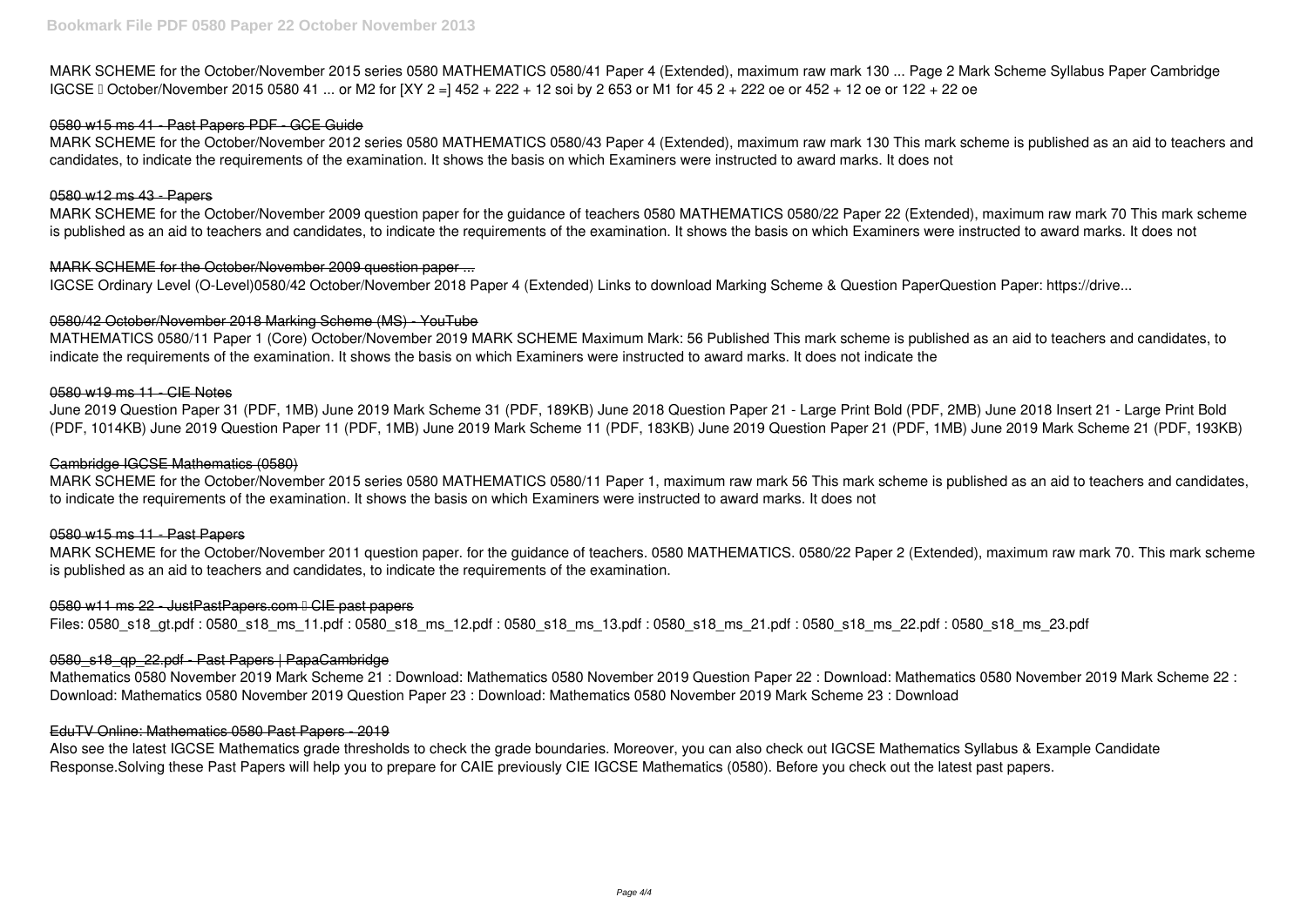MARK SCHEME for the October/November 2015 series 0580 MATHEMATICS 0580/41 Paper 4 (Extended), maximum raw mark 130 ... Page 2 Mark Scheme Syllabus Paper Cambridge IGCSE – October/November 2015 0580 41 ... or M2 for [XY 2 =] 452 + 222 + 12 soi by 2 653 or M1 for 45 2 + 222 oe or 452 + 12 oe or 122 + 22 oe

## 0580 w15 ms 41 - Past Papers PDF - GCE Guide

MARK SCHEME for the October/November 2012 series 0580 MATHEMATICS 0580/43 Paper 4 (Extended), maximum raw mark 130 This mark scheme is published as an aid to teachers and candidates, to indicate the requirements of the examination. It shows the basis on which Examiners were instructed to award marks. It does not

## 0580 w12 ms 43 - Papers

MARK SCHEME for the October/November 2009 question paper for the guidance of teachers 0580 MATHEMATICS 0580/22 Paper 22 (Extended), maximum raw mark 70 This mark scheme is published as an aid to teachers and candidates, to indicate the requirements of the examination. It shows the basis on which Examiners were instructed to award marks. It does not

## MARK SCHEME for the October/November 2009 question paper ...

IGCSE Ordinary Level (O-Level)0580/42 October/November 2018 Paper 4 (Extended) Links to download Marking Scheme & Question PaperQuestion Paper: https://drive...

## 0580/42 October/November 2018 Marking Scheme (MS) - YouTube

MATHEMATICS 0580/11 Paper 1 (Core) October/November 2019 MARK SCHEME Maximum Mark: 56 Published This mark scheme is published as an aid to teachers and candidates, to indicate the requirements of the examination. It shows the basis on which Examiners were instructed to award marks. It does not indicate the

## 0580 w19 ms 11 - CIE Notes

June 2019 Question Paper 31 (PDF, 1MB) June 2019 Mark Scheme 31 (PDF, 189KB) June 2018 Question Paper 21 - Large Print Bold (PDF, 2MB) June 2018 Insert 21 - Large Print Bold (PDF, 1014KB) June 2019 Question Paper 11 (PDF, 1MB) June 2019 Mark Scheme 11 (PDF, 183KB) June 2019 Question Paper 21 (PDF, 1MB) June 2019 Mark Scheme 21 (PDF, 193KB)

## Cambridge IGCSE Mathematics (0580)

MARK SCHEME for the October/November 2015 series 0580 MATHEMATICS 0580/11 Paper 1, maximum raw mark 56 This mark scheme is published as an aid to teachers and candidates, to indicate the requirements of the examination. It shows the basis on which Examiners were instructed to award marks. It does not

## 0580 w15 ms 11 - Past Papers

MARK SCHEME for the October/November 2011 question paper. for the guidance of teachers. 0580 MATHEMATICS. 0580/22 Paper 2 (Extended), maximum raw mark 70. This mark scheme is published as an aid to teachers and candidates, to indicate the requirements of the examination.

## 0580 w11 ms 22 - JustPastPapers.com – CIE past papers

Files: 0580_s18_gt.pdf : 0580_s18_ms_11.pdf : 0580_s18_ms_12.pdf : 0580_s18_ms_13.pdf : 0580_s18_ms_21.pdf : 0580_s18_ms_22.pdf : 0580_s18_ms_23.pdf

## 0580_s18_qp_22.pdf - Past Papers | PapaCambridge

Mathematics 0580 November 2019 Mark Scheme 21 : Download: Mathematics 0580 November 2019 Question Paper 22 : Download: Mathematics 0580 November 2019 Mark Scheme 22 : Download: Mathematics 0580 November 2019 Question Paper 23 : Download: Mathematics 0580 November 2019 Mark Scheme 23 : Download

## EduTV Online: Mathematics 0580 Past Papers - 2019

Also see the latest IGCSE Mathematics grade thresholds to check the grade boundaries. Moreover, you can also check out IGCSE Mathematics Syllabus & Example Candidate Response.Solving these Past Papers will help you to prepare for CAIE previously CIE IGCSE Mathematics (0580). Before you check out the latest past papers.